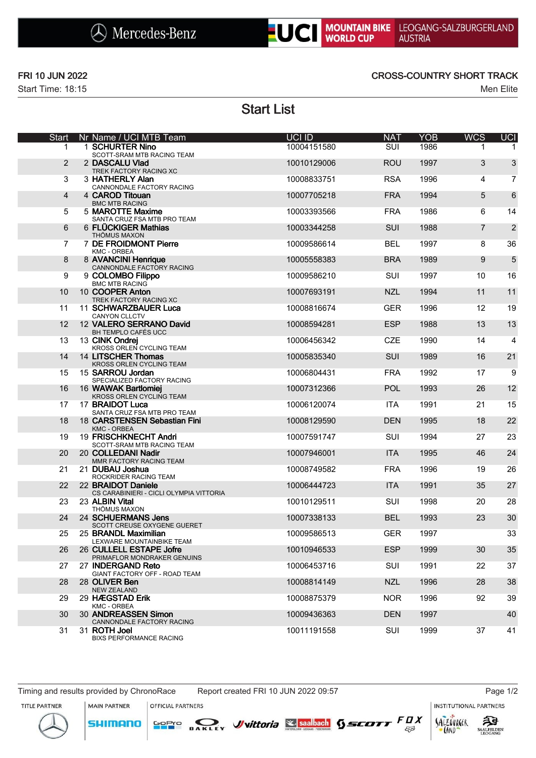Mercedes-Benz | UCI MOUNTAIN BIKE WORLD CUP | LEOGANG-SALZBURGERLAND AUSTRIA

**FRI 10 JUN 2022**
Start Time: 18:15

**CROSS-COUNTRY SHORT TRACK**
Men Elite

# Start List

| Start | Nr | Name / UCI MTB Team | UCI ID | NAT | YOB | WCS | UCI |
|---|---|---|---|---|---|---|---|
| 1 | 1 | **SCHURTER Nino** SCOTT-SRAM MTB RACING TEAM | 10004151580 | SUI | 1986 | 1 | 1 |
| 2 | 2 | **DASCALU Vlad** TREK FACTORY RACING XC | 10010129006 | ROU | 1997 | 3 | 3 |
| 3 | 3 | **HATHERLY Alan** CANNONDALE FACTORY RACING | 10008833751 | RSA | 1996 | 4 | 7 |
| 4 | 4 | **CAROD Titouan** BMC MTB RACING | 10007705218 | FRA | 1994 | 5 | 6 |
| 5 | 5 | **MAROTTE Maxime** SANTA CRUZ FSA MTB PRO TEAM | 10003393566 | FRA | 1986 | 6 | 14 |
| 6 | 6 | **FLÜCKIGER Mathias** THÖMUS MAXON | 10003344258 | SUI | 1988 | 7 | 2 |
| 7 | 7 | **DE FROIDMONT Pierre** KMC - ORBEA | 10009586614 | BEL | 1997 | 8 | 36 |
| 8 | 8 | **AVANCINI Henrique** CANNONDALE FACTORY RACING | 10005558383 | BRA | 1989 | 9 | 5 |
| 9 | 9 | **COLOMBO Filippo** BMC MTB RACING | 10009586210 | SUI | 1997 | 10 | 16 |
| 10 | 10 | **COOPER Anton** TREK FACTORY RACING XC | 10007693191 | NZL | 1994 | 11 | 11 |
| 11 | 11 | **SCHWARZBAUER Luca** CANYON CLLCTV | 10008816674 | GER | 1996 | 12 | 19 |
| 12 | 12 | **VALERO SERRANO David** BH TEMPLO CAFÉS UCC | 10008594281 | ESP | 1988 | 13 | 13 |
| 13 | 13 | **CINK Ondrej** KROSS ORLEN CYCLING TEAM | 10006456342 | CZE | 1990 | 14 | 4 |
| 14 | 14 | **LITSCHER Thomas** KROSS ORLEN CYCLING TEAM | 10005835340 | SUI | 1989 | 16 | 21 |
| 15 | 15 | **SARROU Jordan** SPECIALIZED FACTORY RACING | 10006804431 | FRA | 1992 | 17 | 9 |
| 16 | 16 | **WAWAK Bartlomiej** KROSS ORLEN CYCLING TEAM | 10007312366 | POL | 1993 | 26 | 12 |
| 17 | 17 | **BRAIDOT Luca** SANTA CRUZ FSA MTB PRO TEAM | 10006120074 | ITA | 1991 | 21 | 15 |
| 18 | 18 | **CARSTENSEN Sebastian Fini** KMC - ORBEA | 10008129590 | DEN | 1995 | 18 | 22 |
| 19 | 19 | **FRISCHKNECHT Andri** SCOTT-SRAM MTB RACING TEAM | 10007591747 | SUI | 1994 | 27 | 23 |
| 20 | 20 | **COLLEDANI Nadir** MMR FACTORY RACING TEAM | 10007946001 | ITA | 1995 | 46 | 24 |
| 21 | 21 | **DUBAU Joshua** ROCKRIDER RACING TEAM | 10008749582 | FRA | 1996 | 19 | 26 |
| 22 | 22 | **BRAIDOT Daniele** CS CARABINIERI - CICLI OLYMPIA VITTORIA | 10006444723 | ITA | 1991 | 35 | 27 |
| 23 | 23 | **ALBIN Vital** THÖMUS MAXON | 10010129511 | SUI | 1998 | 20 | 28 |
| 24 | 24 | **SCHUERMANS Jens** SCOTT CREUSE OXYGENE GUERET | 10007338133 | BEL | 1993 | 23 | 30 |
| 25 | 25 | **BRANDL Maximilian** LEXWARE MOUNTAINBIKE TEAM | 10009586513 | GER | 1997 | | 33 |
| 26 | 26 | **CULLELL ESTAPE Jofre** PRIMAFLOR MONDRAKER GENUINS | 10010946533 | ESP | 1999 | 30 | 35 |
| 27 | 27 | **INDERGAND Reto** GIANT FACTORY OFF - ROAD TEAM | 10006453716 | SUI | 1991 | 22 | 37 |
| 28 | 28 | **OLIVER Ben** NEW ZEALAND | 10008814149 | NZL | 1996 | 28 | 38 |
| 29 | 29 | **HÆGSTAD Erik** KMC - ORBEA | 10008875379 | NOR | 1996 | 92 | 39 |
| 30 | 30 | **ANDREASSEN Simon** CANNONDALE FACTORY RACING | 10009436363 | DEN | 1997 | | 40 |
| 31 | 31 | **ROTH Joel** BIXS PERFORMANCE RACING | 10011191558 | SUI | 1999 | 37 | 41 |

Timing and results provided by ChronoRace — Report created FRI 10 JUN 2022 09:57

TITLE PARTNER: Mercedes-Benz | MAIN PARTNER: SHIMANO | OFFICIAL PARTNERS: GoPro, OAKLEY, vittoria, saalbach, SCOTT, FOX | INSTITUTIONAL PARTNERS: SALZBURGERLAND, SAALFELDEN LEOGANG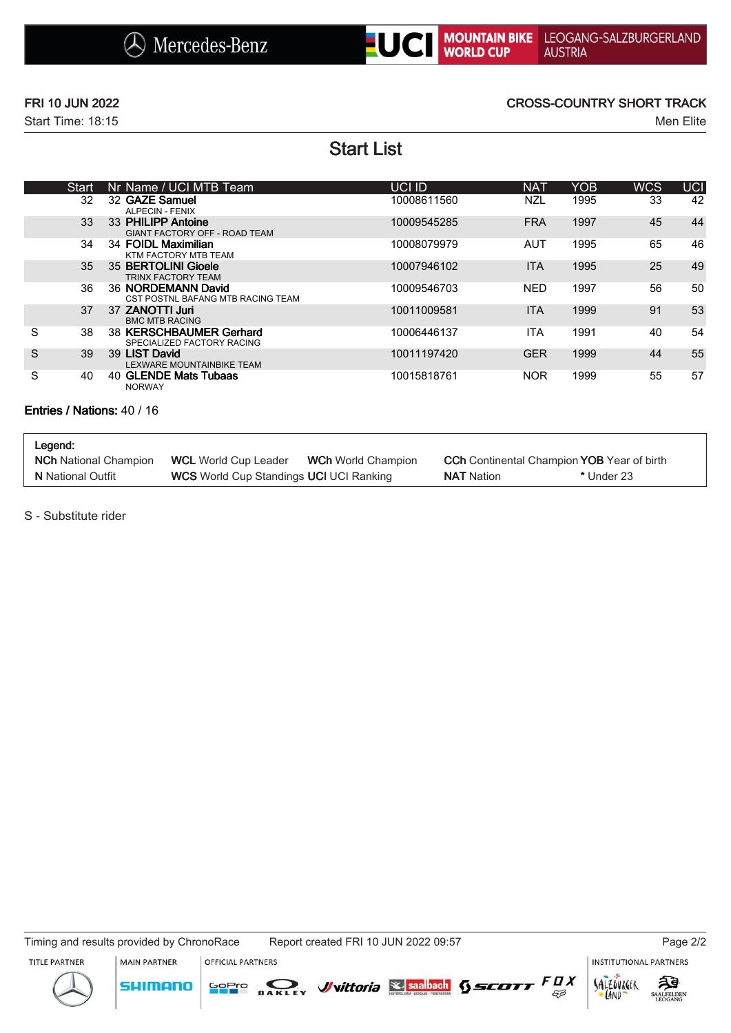FRI 10 JUN 2022

Start Time: 18:15

CROSS-COUNTRY SHORT TRACK

Men Elite

# Start List

| | Start | Nr Name / UCI MTB Team | UCI ID | NAT | YOB | WCS | UCI |
|---|---|---|---|---|---|---|---|
| | 32 | 32 **GAZE Samuel** ALPECIN - FENIX | 10008611560 | NZL | 1995 | 33 | 42 |
| | 33 | 33 **PHILIPP Antoine** GIANT FACTORY OFF - ROAD TEAM | 10009545285 | FRA | 1997 | 45 | 44 |
| | 34 | 34 **FOIDL Maximilian** KTM FACTORY MTB TEAM | 10008079979 | AUT | 1995 | 65 | 46 |
| | 35 | 35 **BERTOLINI Gioele** TRINX FACTORY TEAM | 10007946102 | ITA | 1995 | 25 | 49 |
| | 36 | 36 **NORDEMANN David** CST POSTNL BAFANG MTB RACING TEAM | 10009546703 | NED | 1997 | 56 | 50 |
| | 37 | 37 **ZANOTTI Juri** BMC MTB RACING | 10011009581 | ITA | 1999 | 91 | 53 |
| S | 38 | 38 **KERSCHBAUMER Gerhard** SPECIALIZED FACTORY RACING | 10006446137 | ITA | 1991 | 40 | 54 |
| S | 39 | 39 **LIST David** LEXWARE MOUNTAINBIKE TEAM | 10011197420 | GER | 1999 | 44 | 55 |
| S | 40 | 40 **GLENDE Mats Tubaas** NORWAY | 10015818761 | NOR | 1999 | 55 | 57 |

**Entries / Nations:** 40 / 16

**Legend:**

**NCh** National Champion **WCL** World Cup Leader **WCh** World Champion **CCh** Continental Champion **YOB** Year of birth
**N** National Outfit **WCS** World Cup Standings **UCI** UCI Ranking **NAT** Nation * Under 23

S - Substitute rider

Timing and results provided by ChronoRace Report created FRI 10 JUN 2022 09:57